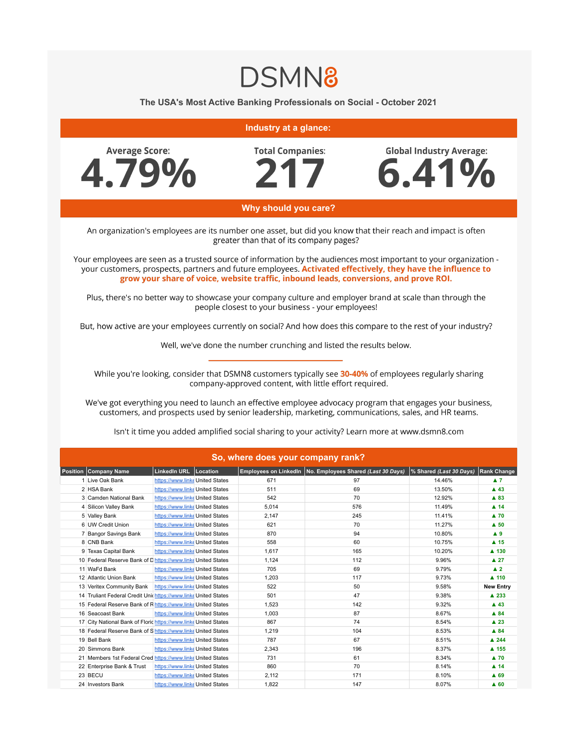# DSMN8

## The USA's Most Active Banking Professionals on Social - October 2021

### Industry at a glance:

**Average Score:** 4.79%

**Total Companies:** 217

**Global Industry Average:** 6.41%

### Why should you care?

An organization's employees are its number one asset, but did you know that their reach and impact is often greater than that of its company pages?

Your employees are seen as a trusted source of information by the audiences most important to your organization - your customers, prospects, partners and future employees. **Activated effectively, they have the influence to grow your share of voice, website traffic, inbound leads, conversions, and prove ROI.**

Plus, there's no better way to showcase your company culture and employer brand at scale than through the people closest to your business - your employees!

But, how active are your employees currently on social? And how does this compare to the rest of your industry?

Well, we've done the number crunching and listed the results below.

---

While you're looking, consider that DSMN8 customers typically see **30-40%** of employees regularly sharing company-approved content, with little effort required.

We've got everything you need to launch an effective employee advocacy program that engages your business, customers, and prospects used by senior leadership, marketing, communications, sales, and HR teams.

Isn't it time you added amplified social sharing to your activity? Learn more at www.dsmn8.com

### So, where does your company rank?

| Position | Company Name | LinkedIn URL | Location | Employees on LinkedIn | No. Employees Shared *(Last 30 Days)* | % Shared *(Last 30 Days)* | Rank Change |
|---|---|---|---|---|---|---|---|
| 1 | Live Oak Bank | https://www.linke | United States | 671 | 97 | 14.46% | ▲ 7 |
| 2 | HSA Bank | https://www.linke | United States | 511 | 69 | 13.50% | ▲ 43 |
| 3 | Camden National Bank | https://www.linke | United States | 542 | 70 | 12.92% | ▲ 83 |
| 4 | Silicon Valley Bank | https://www.linke | United States | 5,014 | 576 | 11.49% | ▲ 14 |
| 5 | Valley Bank | https://www.linke | United States | 2,147 | 245 | 11.41% | ▲ 70 |
| 6 | UW Credit Union | https://www.linke | United States | 621 | 70 | 11.27% | ▲ 50 |
| 7 | Bangor Savings Bank | https://www.linke | United States | 870 | 94 | 10.80% | ▲ 9 |
| 8 | CNB Bank | https://www.linke | United States | 558 | 60 | 10.75% | ▲ 15 |
| 9 | Texas Capital Bank | https://www.linke | United States | 1,617 | 165 | 10.20% | ▲ 130 |
| 10 | Federal Reserve Bank of D | https://www.linke | United States | 1,124 | 112 | 9.96% | ▲ 27 |
| 11 | WaFd Bank | https://www.linke | United States | 705 | 69 | 9.79% | ▲ 2 |
| 12 | Atlantic Union Bank | https://www.linke | United States | 1,203 | 117 | 9.73% | ▲ 110 |
| 13 | Veritex Community Bank | https://www.linke | United States | 522 | 50 | 9.58% | New Entry |
| 14 | Truliant Federal Credit Uni | https://www.linke | United States | 501 | 47 | 9.38% | ▲ 233 |
| 15 | Federal Reserve Bank of R | https://www.linke | United States | 1,523 | 142 | 9.32% | ▲ 43 |
| 16 | Seacoast Bank | https://www.linke | United States | 1,003 | 87 | 8.67% | ▲ 84 |
| 17 | City National Bank of Floric | https://www.linke | United States | 867 | 74 | 8.54% | ▲ 23 |
| 18 | Federal Reserve Bank of S | https://www.linke | United States | 1,219 | 104 | 8.53% | ▲ 84 |
| 19 | Bell Bank | https://www.linke | United States | 787 | 67 | 8.51% | ▲ 244 |
| 20 | Simmons Bank | https://www.linke | United States | 2,343 | 196 | 8.37% | ▲ 155 |
| 21 | Members 1st Federal Cred | https://www.linke | United States | 731 | 61 | 8.34% | ▲ 70 |
| 22 | Enterprise Bank & Trust | https://www.linke | United States | 860 | 70 | 8.14% | ▲ 14 |
| 23 | BECU | https://www.linke | United States | 2,112 | 171 | 8.10% | ▲ 69 |
| 24 | Investors Bank | https://www.linke | United States | 1,822 | 147 | 8.07% | ▲ 60 |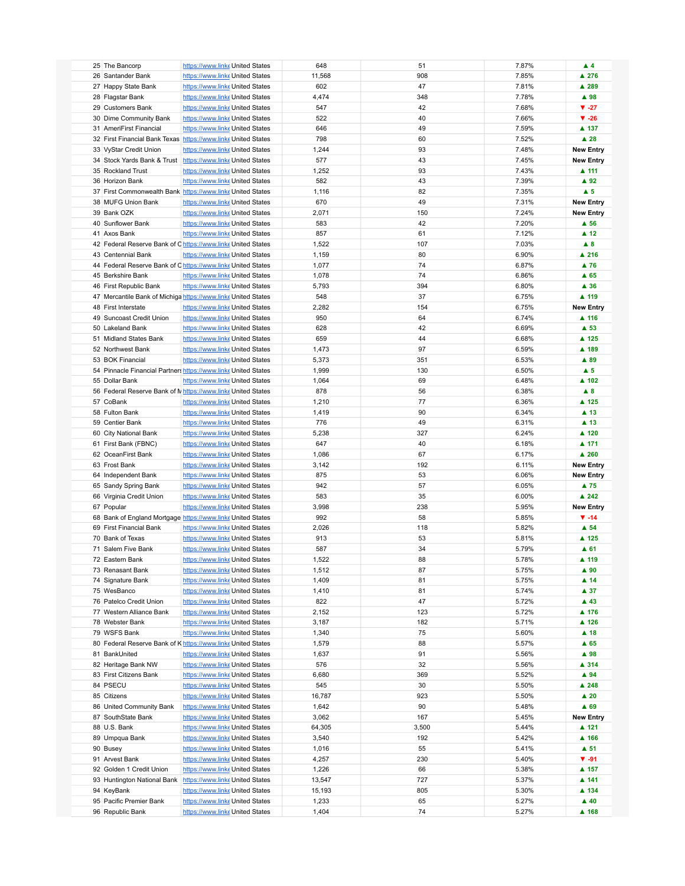| | | | | | | | |
|---|---|---|---|---|---|---|---|
| 25 | The Bancorp | https://www.linke | United States | 648 | 51 | 7.87% | ▲ 4 |
| 26 | Santander Bank | https://www.linke | United States | 11,568 | 908 | 7.85% | ▲ 276 |
| 27 | Happy State Bank | https://www.linke | United States | 602 | 47 | 7.81% | ▲ 289 |
| 28 | Flagstar Bank | https://www.linke | United States | 4,474 | 348 | 7.78% | ▲ 98 |
| 29 | Customers Bank | https://www.linke | United States | 547 | 42 | 7.68% | ▼ -27 |
| 30 | Dime Community Bank | https://www.linke | United States | 522 | 40 | 7.66% | ▼ -26 |
| 31 | AmeriFirst Financial | https://www.linke | United States | 646 | 49 | 7.59% | ▲ 137 |
| 32 | First Financial Bank Texas | https://www.linke | United States | 798 | 60 | 7.52% | ▲ 28 |
| 33 | VyStar Credit Union | https://www.linke | United States | 1,244 | 93 | 7.48% | New Entry |
| 34 | Stock Yards Bank & Trust | https://www.linke | United States | 577 | 43 | 7.45% | New Entry |
| 35 | Rockland Trust | https://www.linke | United States | 1,252 | 93 | 7.43% | ▲ 111 |
| 36 | Horizon Bank | https://www.linke | United States | 582 | 43 | 7.39% | ▲ 92 |
| 37 | First Commonwealth Bank | https://www.linke | United States | 1,116 | 82 | 7.35% | ▲ 5 |
| 38 | MUFG Union Bank | https://www.linke | United States | 670 | 49 | 7.31% | New Entry |
| 39 | Bank OZK | https://www.linke | United States | 2,071 | 150 | 7.24% | New Entry |
| 40 | Sunflower Bank | https://www.linke | United States | 583 | 42 | 7.20% | ▲ 56 |
| 41 | Axos Bank | https://www.linke | United States | 857 | 61 | 7.12% | ▲ 12 |
| 42 | Federal Reserve Bank of C | https://www.linke | United States | 1,522 | 107 | 7.03% | ▲ 8 |
| 43 | Centennial Bank | https://www.linke | United States | 1,159 | 80 | 6.90% | ▲ 216 |
| 44 | Federal Reserve Bank of C | https://www.linke | United States | 1,077 | 74 | 6.87% | ▲ 76 |
| 45 | Berkshire Bank | https://www.linke | United States | 1,078 | 74 | 6.86% | ▲ 65 |
| 46 | First Republic Bank | https://www.linke | United States | 5,793 | 394 | 6.80% | ▲ 36 |
| 47 | Mercantile Bank of Michiga | https://www.linke | United States | 548 | 37 | 6.75% | ▲ 119 |
| 48 | First Interstate | https://www.linke | United States | 2,282 | 154 | 6.75% | New Entry |
| 49 | Suncoast Credit Union | https://www.linke | United States | 950 | 64 | 6.74% | ▲ 116 |
| 50 | Lakeland Bank | https://www.linke | United States | 628 | 42 | 6.69% | ▲ 53 |
| 51 | Midland States Bank | https://www.linke | United States | 659 | 44 | 6.68% | ▲ 125 |
| 52 | Northwest Bank | https://www.linke | United States | 1,473 | 97 | 6.59% | ▲ 189 |
| 53 | BOK Financial | https://www.linke | United States | 5,373 | 351 | 6.53% | ▲ 89 |
| 54 | Pinnacle Financial Partners | https://www.linke | United States | 1,999 | 130 | 6.50% | ▲ 5 |
| 55 | Dollar Bank | https://www.linke | United States | 1,064 | 69 | 6.48% | ▲ 102 |
| 56 | Federal Reserve Bank of M | https://www.linke | United States | 878 | 56 | 6.38% | ▲ 8 |
| 57 | CoBank | https://www.linke | United States | 1,210 | 77 | 6.36% | ▲ 125 |
| 58 | Fulton Bank | https://www.linke | United States | 1,419 | 90 | 6.34% | ▲ 13 |
| 59 | Centier Bank | https://www.linke | United States | 776 | 49 | 6.31% | ▲ 13 |
| 60 | City National Bank | https://www.linke | United States | 5,238 | 327 | 6.24% | ▲ 120 |
| 61 | First Bank (FBNC) | https://www.linke | United States | 647 | 40 | 6.18% | ▲ 171 |
| 62 | OceanFirst Bank | https://www.linke | United States | 1,086 | 67 | 6.17% | ▲ 260 |
| 63 | Frost Bank | https://www.linke | United States | 3,142 | 192 | 6.11% | New Entry |
| 64 | Independent Bank | https://www.linke | United States | 875 | 53 | 6.06% | New Entry |
| 65 | Sandy Spring Bank | https://www.linke | United States | 942 | 57 | 6.05% | ▲ 75 |
| 66 | Virginia Credit Union | https://www.linke | United States | 583 | 35 | 6.00% | ▲ 242 |
| 67 | Popular | https://www.linke | United States | 3,998 | 238 | 5.95% | New Entry |
| 68 | Bank of England Mortgage | https://www.linke | United States | 992 | 58 | 5.85% | ▼ -14 |
| 69 | First Financial Bank | https://www.linke | United States | 2,026 | 118 | 5.82% | ▲ 54 |
| 70 | Bank of Texas | https://www.linke | United States | 913 | 53 | 5.81% | ▲ 125 |
| 71 | Salem Five Bank | https://www.linke | United States | 587 | 34 | 5.79% | ▲ 61 |
| 72 | Eastern Bank | https://www.linke | United States | 1,522 | 88 | 5.78% | ▲ 119 |
| 73 | Renasant Bank | https://www.linke | United States | 1,512 | 87 | 5.75% | ▲ 90 |
| 74 | Signature Bank | https://www.linke | United States | 1,409 | 81 | 5.75% | ▲ 14 |
| 75 | WesBanco | https://www.linke | United States | 1,410 | 81 | 5.74% | ▲ 37 |
| 76 | Patelco Credit Union | https://www.linke | United States | 822 | 47 | 5.72% | ▲ 43 |
| 77 | Western Alliance Bank | https://www.linke | United States | 2,152 | 123 | 5.72% | ▲ 176 |
| 78 | Webster Bank | https://www.linke | United States | 3,187 | 182 | 5.71% | ▲ 126 |
| 79 | WSFS Bank | https://www.linke | United States | 1,340 | 75 | 5.60% | ▲ 18 |
| 80 | Federal Reserve Bank of K | https://www.linke | United States | 1,579 | 88 | 5.57% | ▲ 65 |
| 81 | BankUnited | https://www.linke | United States | 1,637 | 91 | 5.56% | ▲ 98 |
| 82 | Heritage Bank NW | https://www.linke | United States | 576 | 32 | 5.56% | ▲ 314 |
| 83 | First Citizens Bank | https://www.linke | United States | 6,680 | 369 | 5.52% | ▲ 94 |
| 84 | PSECU | https://www.linke | United States | 545 | 30 | 5.50% | ▲ 248 |
| 85 | Citizens | https://www.linke | United States | 16,787 | 923 | 5.50% | ▲ 20 |
| 86 | United Community Bank | https://www.linke | United States | 1,642 | 90 | 5.48% | ▲ 69 |
| 87 | SouthState Bank | https://www.linke | United States | 3,062 | 167 | 5.45% | New Entry |
| 88 | U.S. Bank | https://www.linke | United States | 64,305 | 3,500 | 5.44% | ▲ 121 |
| 89 | Umpqua Bank | https://www.linke | United States | 3,540 | 192 | 5.42% | ▲ 166 |
| 90 | Busey | https://www.linke | United States | 1,016 | 55 | 5.41% | ▲ 51 |
| 91 | Arvest Bank | https://www.linke | United States | 4,257 | 230 | 5.40% | ▼ -91 |
| 92 | Golden 1 Credit Union | https://www.linke | United States | 1,226 | 66 | 5.38% | ▲ 157 |
| 93 | Huntington National Bank | https://www.linke | United States | 13,547 | 727 | 5.37% | ▲ 141 |
| 94 | KeyBank | https://www.linke | United States | 15,193 | 805 | 5.30% | ▲ 134 |
| 95 | Pacific Premier Bank | https://www.linke | United States | 1,233 | 65 | 5.27% | ▲ 40 |
| 96 | Republic Bank | https://www.linke | United States | 1,404 | 74 | 5.27% | ▲ 168 |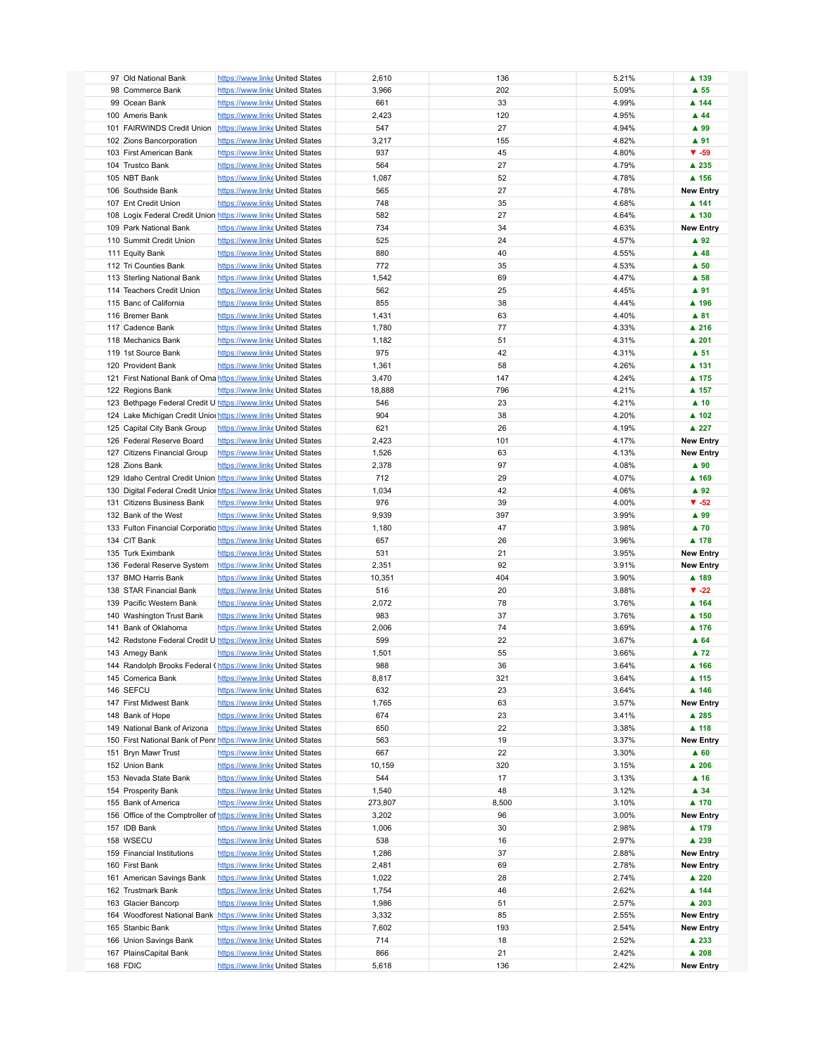| | | | | | | | |
|---|---|---|---|---|---|---|---|
| 97 | Old National Bank | https://www.linke | United States | 2,610 | 136 | 5.21% | ▲ 139 |
| 98 | Commerce Bank | https://www.linke | United States | 3,966 | 202 | 5.09% | ▲ 55 |
| 99 | Ocean Bank | https://www.linke | United States | 661 | 33 | 4.99% | ▲ 144 |
| 100 | Ameris Bank | https://www.linke | United States | 2,423 | 120 | 4.95% | ▲ 44 |
| 101 | FAIRWINDS Credit Union | https://www.linke | United States | 547 | 27 | 4.94% | ▲ 99 |
| 102 | Zions Bancorporation | https://www.linke | United States | 3,217 | 155 | 4.82% | ▲ 91 |
| 103 | First American Bank | https://www.linke | United States | 937 | 45 | 4.80% | ▼ -59 |
| 104 | Trustco Bank | https://www.linke | United States | 564 | 27 | 4.79% | ▲ 235 |
| 105 | NBT Bank | https://www.linke | United States | 1,087 | 52 | 4.78% | ▲ 156 |
| 106 | Southside Bank | https://www.linke | United States | 565 | 27 | 4.78% | New Entry |
| 107 | Ent Credit Union | https://www.linke | United States | 748 | 35 | 4.68% | ▲ 141 |
| 108 | Logix Federal Credit Union | https://www.linke | United States | 582 | 27 | 4.64% | ▲ 130 |
| 109 | Park National Bank | https://www.linke | United States | 734 | 34 | 4.63% | New Entry |
| 110 | Summit Credit Union | https://www.linke | United States | 525 | 24 | 4.57% | ▲ 92 |
| 111 | Equity Bank | https://www.linke | United States | 880 | 40 | 4.55% | ▲ 48 |
| 112 | Tri Counties Bank | https://www.linke | United States | 772 | 35 | 4.53% | ▲ 50 |
| 113 | Sterling National Bank | https://www.linke | United States | 1,542 | 69 | 4.47% | ▲ 58 |
| 114 | Teachers Credit Union | https://www.linke | United States | 562 | 25 | 4.45% | ▲ 91 |
| 115 | Banc of California | https://www.linke | United States | 855 | 38 | 4.44% | ▲ 196 |
| 116 | Bremer Bank | https://www.linke | United States | 1,431 | 63 | 4.40% | ▲ 81 |
| 117 | Cadence Bank | https://www.linke | United States | 1,780 | 77 | 4.33% | ▲ 216 |
| 118 | Mechanics Bank | https://www.linke | United States | 1,182 | 51 | 4.31% | ▲ 201 |
| 119 | 1st Source Bank | https://www.linke | United States | 975 | 42 | 4.31% | ▲ 51 |
| 120 | Provident Bank | https://www.linke | United States | 1,361 | 58 | 4.26% | ▲ 131 |
| 121 | First National Bank of Oma | https://www.linke | United States | 3,470 | 147 | 4.24% | ▲ 175 |
| 122 | Regions Bank | https://www.linke | United States | 18,888 | 796 | 4.21% | ▲ 157 |
| 123 | Bethpage Federal Credit U | https://www.linke | United States | 546 | 23 | 4.21% | ▲ 10 |
| 124 | Lake Michigan Credit Unio | https://www.linke | United States | 904 | 38 | 4.20% | ▲ 102 |
| 125 | Capital City Bank Group | https://www.linke | United States | 621 | 26 | 4.19% | ▲ 227 |
| 126 | Federal Reserve Board | https://www.linke | United States | 2,423 | 101 | 4.17% | New Entry |
| 127 | Citizens Financial Group | https://www.linke | United States | 1,526 | 63 | 4.13% | New Entry |
| 128 | Zions Bank | https://www.linke | United States | 2,378 | 97 | 4.08% | ▲ 90 |
| 129 | Idaho Central Credit Union | https://www.linke | United States | 712 | 29 | 4.07% | ▲ 169 |
| 130 | Digital Federal Credit Unio | https://www.linke | United States | 1,034 | 42 | 4.06% | ▲ 92 |
| 131 | Citizens Business Bank | https://www.linke | United States | 976 | 39 | 4.00% | ▼ -52 |
| 132 | Bank of the West | https://www.linke | United States | 9,939 | 397 | 3.99% | ▲ 99 |
| 133 | Fulton Financial Corporatio | https://www.linke | United States | 1,180 | 47 | 3.98% | ▲ 70 |
| 134 | CIT Bank | https://www.linke | United States | 657 | 26 | 3.96% | ▲ 178 |
| 135 | Turk Eximbank | https://www.linke | United States | 531 | 21 | 3.95% | New Entry |
| 136 | Federal Reserve System | https://www.linke | United States | 2,351 | 92 | 3.91% | New Entry |
| 137 | BMO Harris Bank | https://www.linke | United States | 10,351 | 404 | 3.90% | ▲ 189 |
| 138 | STAR Financial Bank | https://www.linke | United States | 516 | 20 | 3.88% | ▼ -22 |
| 139 | Pacific Western Bank | https://www.linke | United States | 2,072 | 78 | 3.76% | ▲ 164 |
| 140 | Washington Trust Bank | https://www.linke | United States | 983 | 37 | 3.76% | ▲ 150 |
| 141 | Bank of Oklahoma | https://www.linke | United States | 2,006 | 74 | 3.69% | ▲ 176 |
| 142 | Redstone Federal Credit U | https://www.linke | United States | 599 | 22 | 3.67% | ▲ 64 |
| 143 | Amegy Bank | https://www.linke | United States | 1,501 | 55 | 3.66% | ▲ 72 |
| 144 | Randolph Brooks Federal ( | https://www.linke | United States | 988 | 36 | 3.64% | ▲ 166 |
| 145 | Comerica Bank | https://www.linke | United States | 8,817 | 321 | 3.64% | ▲ 115 |
| 146 | SEFCU | https://www.linke | United States | 632 | 23 | 3.64% | ▲ 146 |
| 147 | First Midwest Bank | https://www.linke | United States | 1,765 | 63 | 3.57% | New Entry |
| 148 | Bank of Hope | https://www.linke | United States | 674 | 23 | 3.41% | ▲ 285 |
| 149 | National Bank of Arizona | https://www.linke | United States | 650 | 22 | 3.38% | ▲ 118 |
| 150 | First National Bank of Penr | https://www.linke | United States | 563 | 19 | 3.37% | New Entry |
| 151 | Bryn Mawr Trust | https://www.linke | United States | 667 | 22 | 3.30% | ▲ 60 |
| 152 | Union Bank | https://www.linke | United States | 10,159 | 320 | 3.15% | ▲ 206 |
| 153 | Nevada State Bank | https://www.linke | United States | 544 | 17 | 3.13% | ▲ 16 |
| 154 | Prosperity Bank | https://www.linke | United States | 1,540 | 48 | 3.12% | ▲ 34 |
| 155 | Bank of America | https://www.linke | United States | 273,807 | 8,500 | 3.10% | ▲ 170 |
| 156 | Office of the Comptroller of | https://www.linke | United States | 3,202 | 96 | 3.00% | New Entry |
| 157 | IDB Bank | https://www.linke | United States | 1,006 | 30 | 2.98% | ▲ 179 |
| 158 | WSECU | https://www.linke | United States | 538 | 16 | 2.97% | ▲ 239 |
| 159 | Financial Institutions | https://www.linke | United States | 1,286 | 37 | 2.88% | New Entry |
| 160 | First Bank | https://www.linke | United States | 2,481 | 69 | 2.78% | New Entry |
| 161 | American Savings Bank | https://www.linke | United States | 1,022 | 28 | 2.74% | ▲ 220 |
| 162 | Trustmark Bank | https://www.linke | United States | 1,754 | 46 | 2.62% | ▲ 144 |
| 163 | Glacier Bancorp | https://www.linke | United States | 1,986 | 51 | 2.57% | ▲ 203 |
| 164 | Woodforest National Bank | https://www.linke | United States | 3,332 | 85 | 2.55% | New Entry |
| 165 | Stanbic Bank | https://www.linke | United States | 7,602 | 193 | 2.54% | New Entry |
| 166 | Union Savings Bank | https://www.linke | United States | 714 | 18 | 2.52% | ▲ 233 |
| 167 | PlainsCapital Bank | https://www.linke | United States | 866 | 21 | 2.42% | ▲ 208 |
| 168 | FDIC | https://www.linke | United States | 5,618 | 136 | 2.42% | New Entry |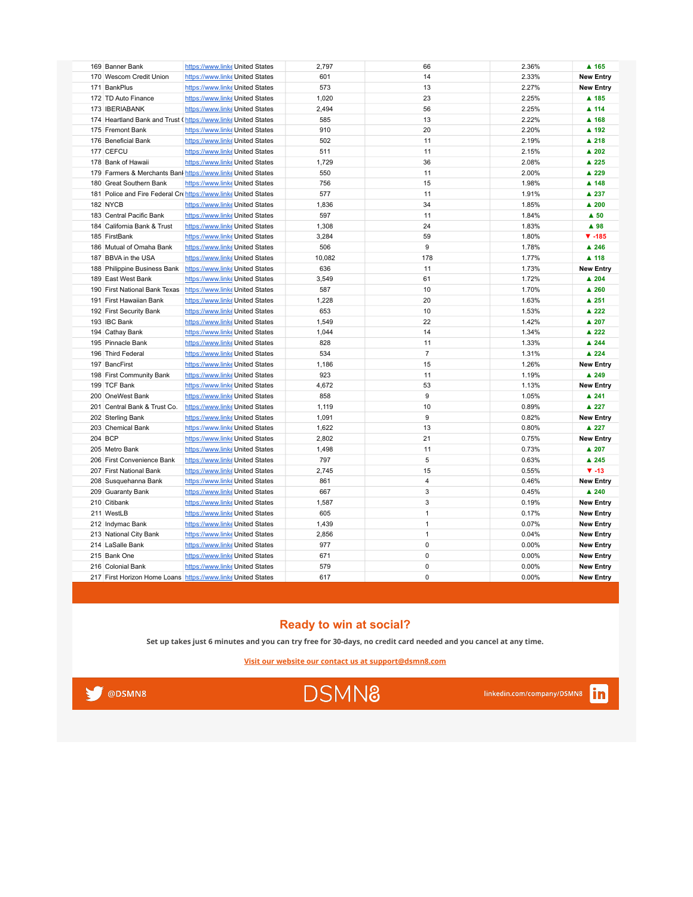| | | | | | | | |
|---|---|---|---|---|---|---|---|
| 169 | Banner Bank | https://www.linke | United States | 2,797 | 66 | 2.36% | ▲ 165 |
| 170 | Wescom Credit Union | https://www.linke | United States | 601 | 14 | 2.33% | New Entry |
| 171 | BankPlus | https://www.linke | United States | 573 | 13 | 2.27% | New Entry |
| 172 | TD Auto Finance | https://www.linke | United States | 1,020 | 23 | 2.25% | ▲ 185 |
| 173 | IBERIABANK | https://www.linke | United States | 2,494 | 56 | 2.25% | ▲ 114 |
| 174 | Heartland Bank and Trust ( | https://www.linke | United States | 585 | 13 | 2.22% | ▲ 168 |
| 175 | Fremont Bank | https://www.linke | United States | 910 | 20 | 2.20% | ▲ 192 |
| 176 | Beneficial Bank | https://www.linke | United States | 502 | 11 | 2.19% | ▲ 218 |
| 177 | CEFCU | https://www.linke | United States | 511 | 11 | 2.15% | ▲ 202 |
| 178 | Bank of Hawaii | https://www.linke | United States | 1,729 | 36 | 2.08% | ▲ 225 |
| 179 | Farmers & Merchants Banl | https://www.linke | United States | 550 | 11 | 2.00% | ▲ 229 |
| 180 | Great Southern Bank | https://www.linke | United States | 756 | 15 | 1.98% | ▲ 148 |
| 181 | Police and Fire Federal Cre | https://www.linke | United States | 577 | 11 | 1.91% | ▲ 237 |
| 182 | NYCB | https://www.linke | United States | 1,836 | 34 | 1.85% | ▲ 200 |
| 183 | Central Pacific Bank | https://www.linke | United States | 597 | 11 | 1.84% | ▲ 50 |
| 184 | California Bank & Trust | https://www.linke | United States | 1,308 | 24 | 1.83% | ▲ 98 |
| 185 | FirstBank | https://www.linke | United States | 3,284 | 59 | 1.80% | ▼ -185 |
| 186 | Mutual of Omaha Bank | https://www.linke | United States | 506 | 9 | 1.78% | ▲ 246 |
| 187 | BBVA in the USA | https://www.linke | United States | 10,082 | 178 | 1.77% | ▲ 118 |
| 188 | Philippine Business Bank | https://www.linke | United States | 636 | 11 | 1.73% | New Entry |
| 189 | East West Bank | https://www.linke | United States | 3,549 | 61 | 1.72% | ▲ 204 |
| 190 | First National Bank Texas | https://www.linke | United States | 587 | 10 | 1.70% | ▲ 260 |
| 191 | First Hawaiian Bank | https://www.linke | United States | 1,228 | 20 | 1.63% | ▲ 251 |
| 192 | First Security Bank | https://www.linke | United States | 653 | 10 | 1.53% | ▲ 222 |
| 193 | IBC Bank | https://www.linke | United States | 1,549 | 22 | 1.42% | ▲ 207 |
| 194 | Cathay Bank | https://www.linke | United States | 1,044 | 14 | 1.34% | ▲ 222 |
| 195 | Pinnacle Bank | https://www.linke | United States | 828 | 11 | 1.33% | ▲ 244 |
| 196 | Third Federal | https://www.linke | United States | 534 | 7 | 1.31% | ▲ 224 |
| 197 | BancFirst | https://www.linke | United States | 1,186 | 15 | 1.26% | New Entry |
| 198 | First Community Bank | https://www.linke | United States | 923 | 11 | 1.19% | ▲ 249 |
| 199 | TCF Bank | https://www.linke | United States | 4,672 | 53 | 1.13% | New Entry |
| 200 | OneWest Bank | https://www.linke | United States | 858 | 9 | 1.05% | ▲ 241 |
| 201 | Central Bank & Trust Co. | https://www.linke | United States | 1,119 | 10 | 0.89% | ▲ 227 |
| 202 | Sterling Bank | https://www.linke | United States | 1,091 | 9 | 0.82% | New Entry |
| 203 | Chemical Bank | https://www.linke | United States | 1,622 | 13 | 0.80% | ▲ 227 |
| 204 | BCP | https://www.linke | United States | 2,802 | 21 | 0.75% | New Entry |
| 205 | Metro Bank | https://www.linke | United States | 1,498 | 11 | 0.73% | ▲ 207 |
| 206 | First Convenience Bank | https://www.linke | United States | 797 | 5 | 0.63% | ▲ 245 |
| 207 | First National Bank | https://www.linke | United States | 2,745 | 15 | 0.55% | ▼ -13 |
| 208 | Susquehanna Bank | https://www.linke | United States | 861 | 4 | 0.46% | New Entry |
| 209 | Guaranty Bank | https://www.linke | United States | 667 | 3 | 0.45% | ▲ 240 |
| 210 | Citibank | https://www.linke | United States | 1,587 | 3 | 0.19% | New Entry |
| 211 | WestLB | https://www.linke | United States | 605 | 1 | 0.17% | New Entry |
| 212 | Indymac Bank | https://www.linke | United States | 1,439 | 1 | 0.07% | New Entry |
| 213 | National City Bank | https://www.linke | United States | 2,856 | 1 | 0.04% | New Entry |
| 214 | LaSalle Bank | https://www.linke | United States | 977 | 0 | 0.00% | New Entry |
| 215 | Bank One | https://www.linke | United States | 671 | 0 | 0.00% | New Entry |
| 216 | Colonial Bank | https://www.linke | United States | 579 | 0 | 0.00% | New Entry |
| 217 | First Horizon Home Loans | https://www.linke | United States | 617 | 0 | 0.00% | New Entry |

## Ready to win at social?

**Set up takes just 6 minutes and you can try free for 30-days, no credit card needed and you cancel at any time.**

**Visit our website our contact us at support@dsmn8.com**

@DSMN8

DSMN8

linkedin.com/company/DSMN8